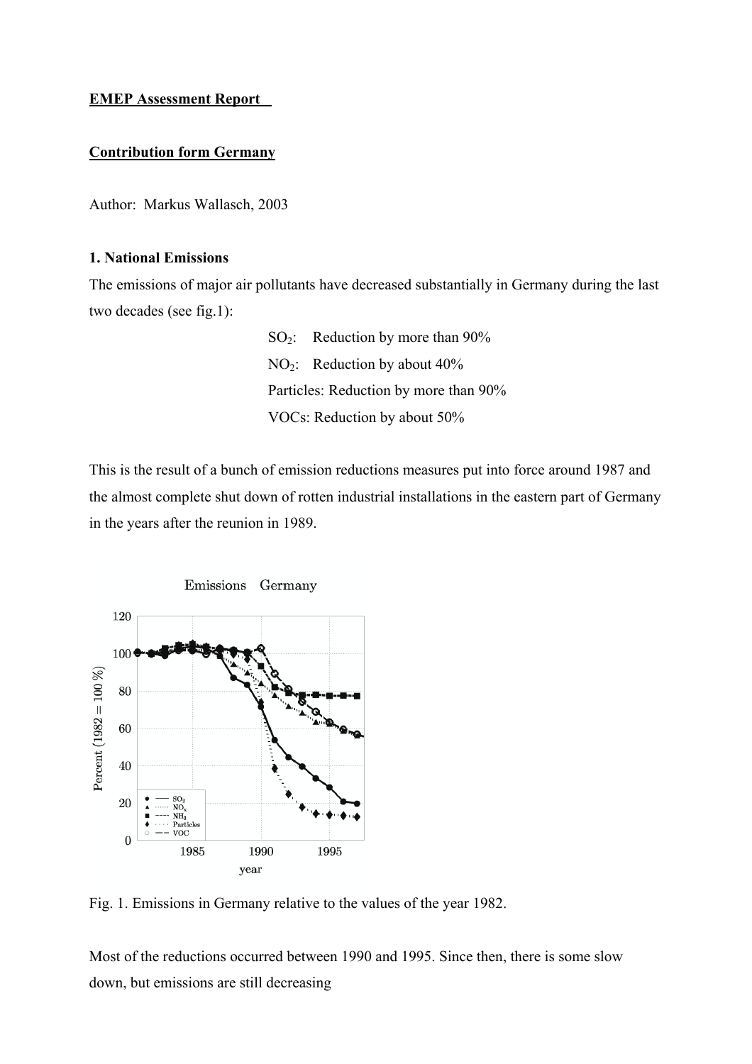**EMEP Assessment Report**

**Contribution form Germany**

Author: Markus Wallasch, 2003

**1. National Emissions**

The emissions of major air pollutants have decreased substantially in Germany during the last two decades (see fig.1):

$SO_2$: Reduction by more than 90%
$NO_2$: Reduction by about 40%
Particles: Reduction by more than 90%
VOCs: Reduction by about 50%

This is the result of a bunch of emission reductions measures put into force around 1987 and the almost complete shut down of rotten industrial installations in the eastern part of Germany in the years after the reunion in 1989.

Fig. 1. Emissions in Germany relative to the values of the year 1982.

Most of the reductions occurred between 1990 and 1995. Since then, there is some slow down, but emissions are still decreasing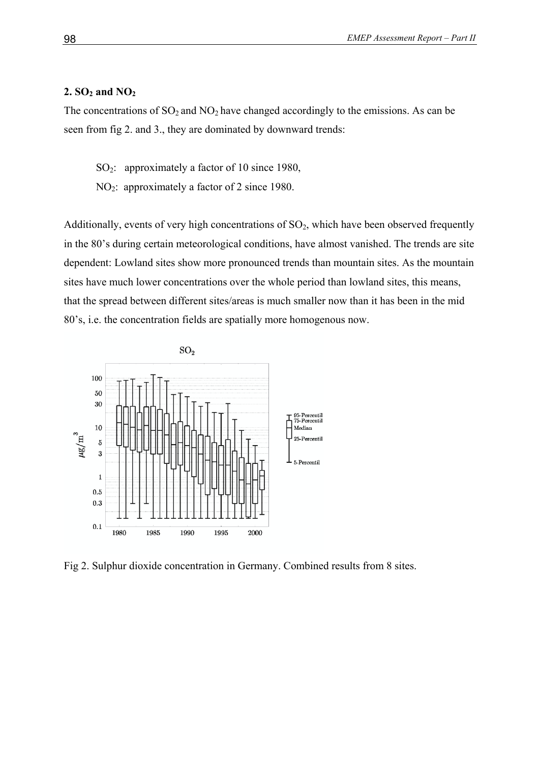## 2. $SO_2$ and $NO_2$

The concentrations of $SO_2$ and $NO_2$ have changed accordingly to the emissions. As can be seen from fig 2. and 3., they are dominated by downward trends:

$SO_2$: approximately a factor of 10 since 1980,
$NO_2$: approximately a factor of 2 since 1980.

Additionally, events of very high concentrations of $SO_2$, which have been observed frequently in the 80's during certain meteorological conditions, have almost vanished. The trends are site dependent: Lowland sites show more pronounced trends than mountain sites. As the mountain sites have much lower concentrations over the whole period than lowland sites, this means, that the spread between different sites/areas is much smaller now than it has been in the mid 80's, i.e. the concentration fields are spatially more homogenous now.

Fig 2. Sulphur dioxide concentration in Germany. Combined results from 8 sites.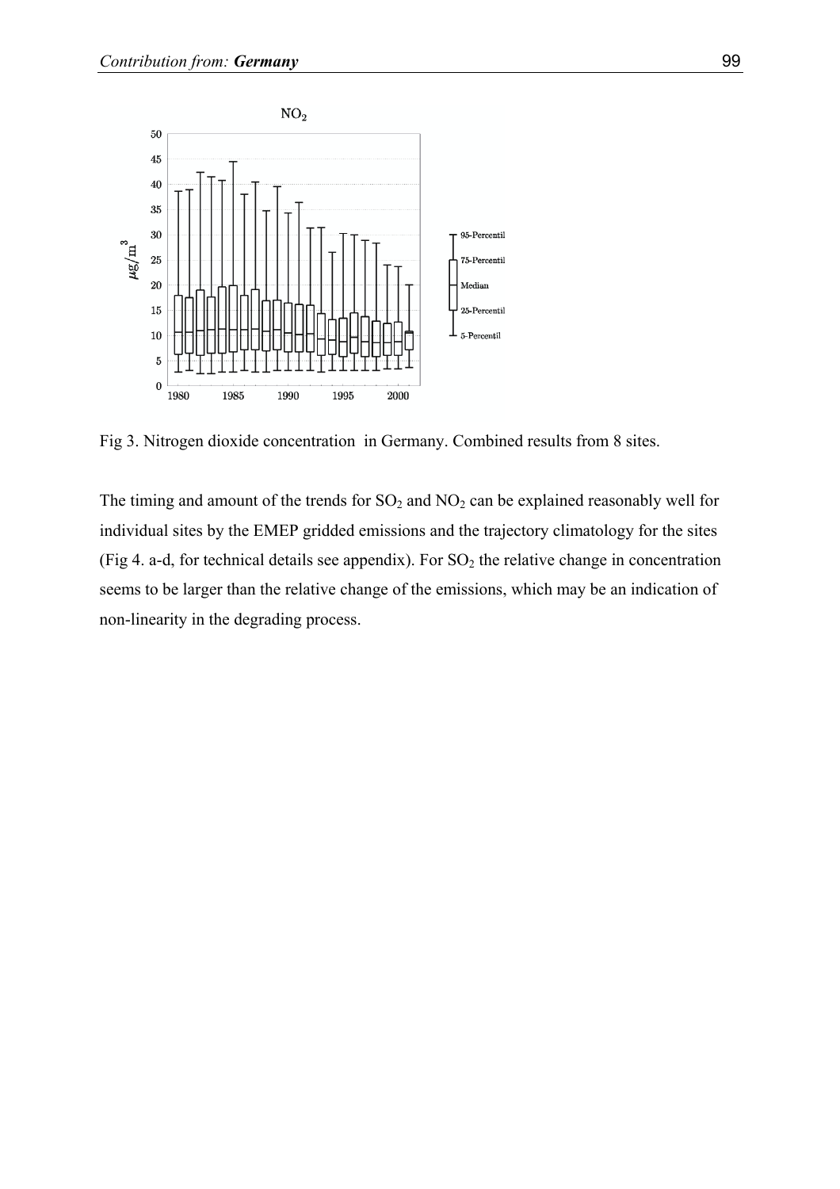Fig 3. Nitrogen dioxide concentration in Germany. Combined results from 8 sites.

The timing and amount of the trends for $SO_2$ and $NO_2$ can be explained reasonably well for individual sites by the EMEP gridded emissions and the trajectory climatology for the sites (Fig 4. a-d, for technical details see appendix). For $SO_2$ the relative change in concentration seems to be larger than the relative change of the emissions, which may be an indication of non-linearity in the degrading process.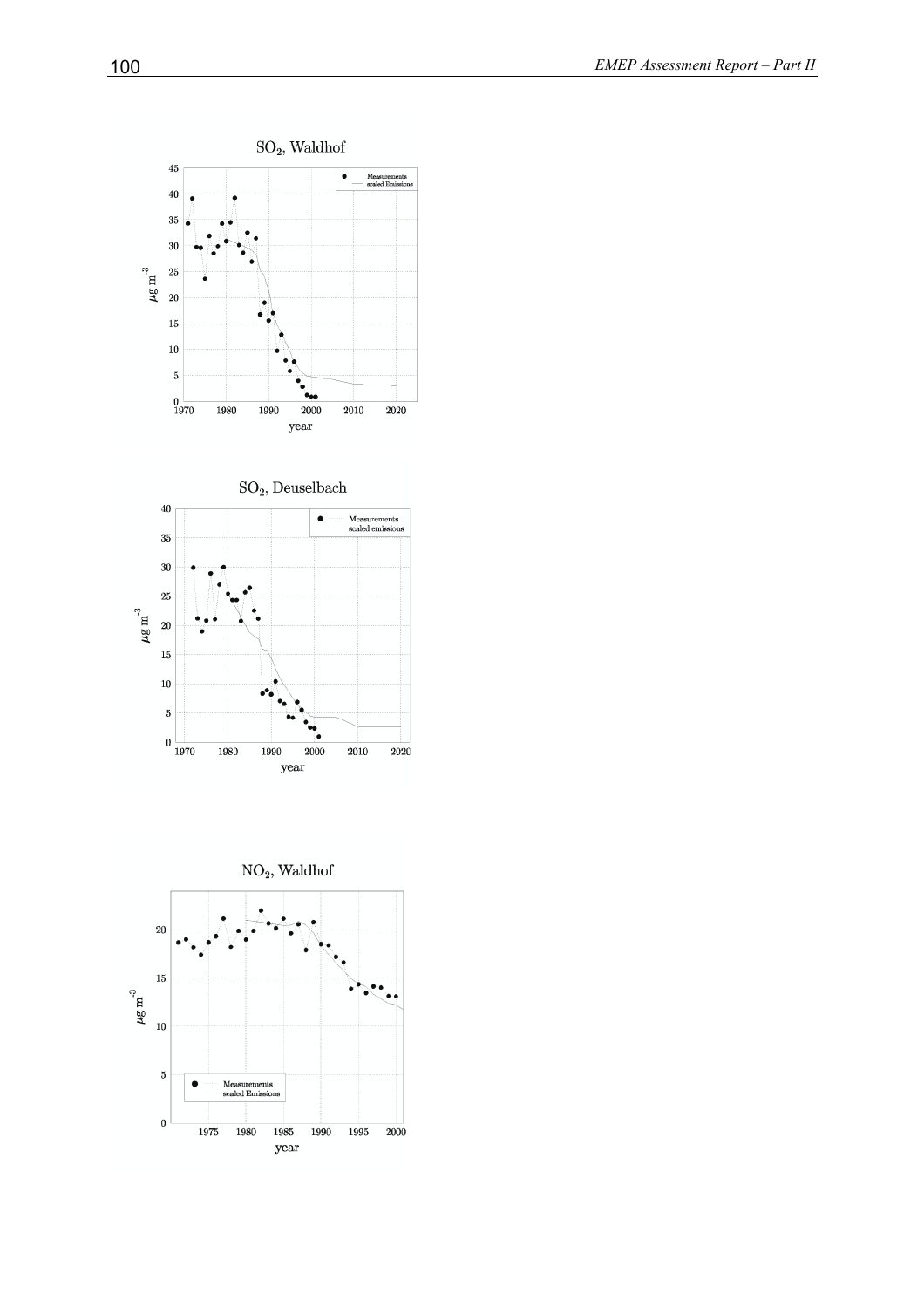## $SO_2$, Waldhof

## $SO_2$, Deuselbach

## $NO_2$, Waldhof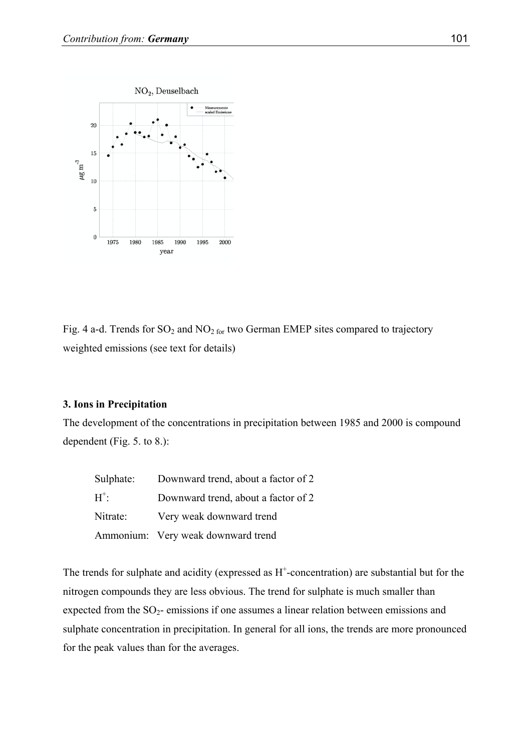Fig. 4 a-d. Trends for $SO_2$ and $NO_2$ for two German EMEP sites compared to trajectory weighted emissions (see text for details)

### 3. Ions in Precipitation

The development of the concentrations in precipitation between 1985 and 2000 is compound dependent (Fig. 5. to 8.):

| | |
|---|---|
| Sulphate: | Downward trend, about a factor of 2 |
| $H^+$: | Downward trend, about a factor of 2 |
| Nitrate: | Very weak downward trend |
| Ammonium: | Very weak downward trend |

The trends for sulphate and acidity (expressed as $H^+$-concentration) are substantial but for the nitrogen compounds they are less obvious. The trend for sulphate is much smaller than expected from the $SO_2$- emissions if one assumes a linear relation between emissions and sulphate concentration in precipitation. In general for all ions, the trends are more pronounced for the peak values than for the averages.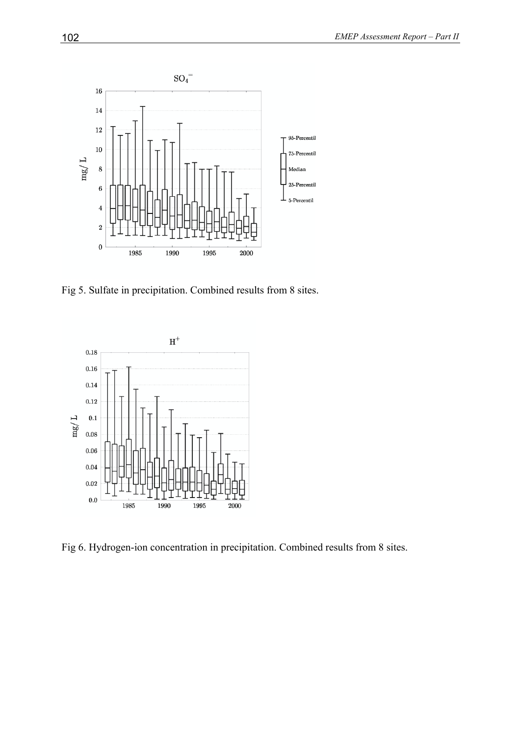Fig 5. Sulfate in precipitation. Combined results from 8 sites.

Fig 6. Hydrogen-ion concentration in precipitation. Combined results from 8 sites.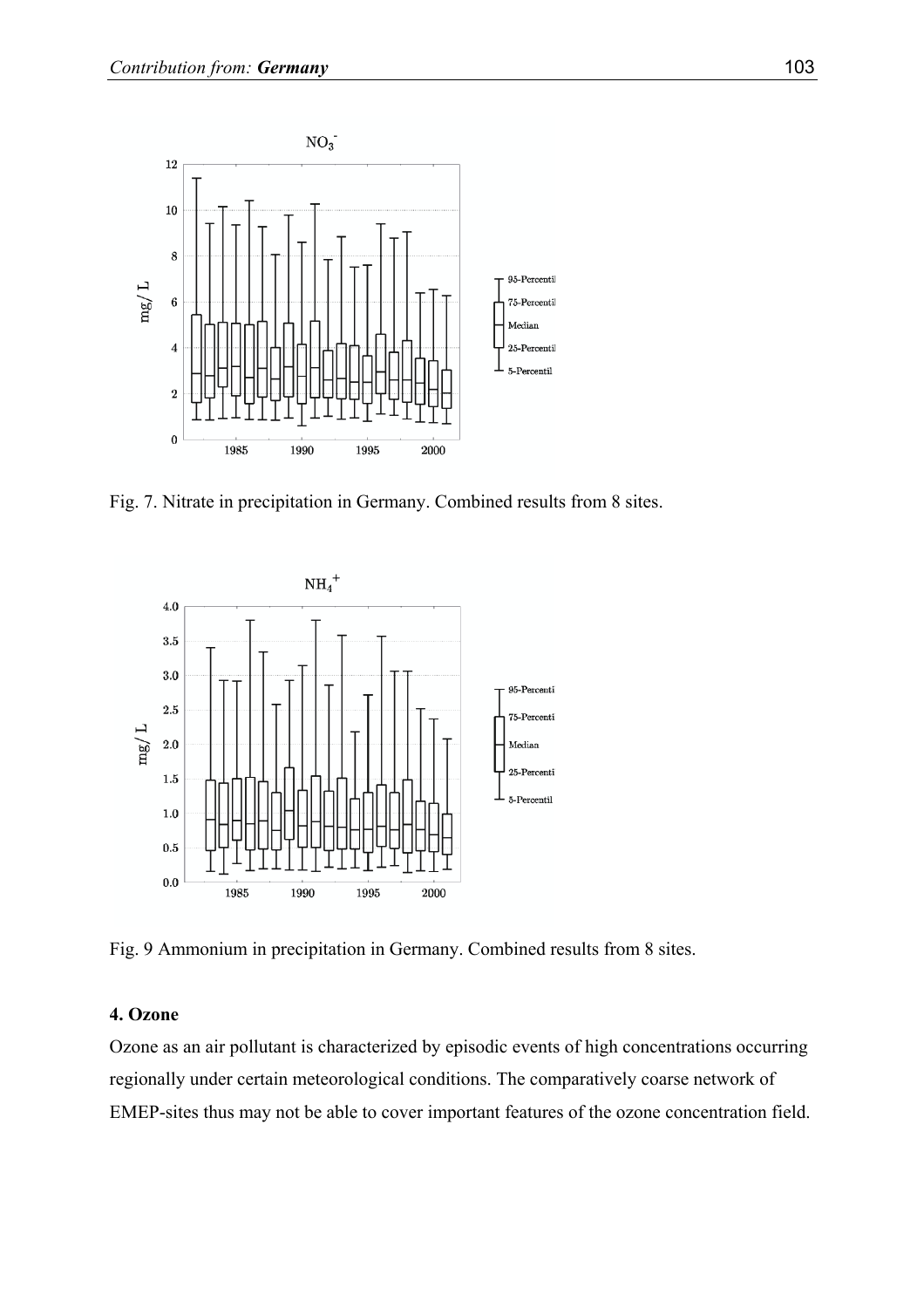Fig. 7. Nitrate in precipitation in Germany. Combined results from 8 sites.

Fig. 9 Ammonium in precipitation in Germany. Combined results from 8 sites.

### 4. Ozone

Ozone as an air pollutant is characterized by episodic events of high concentrations occurring regionally under certain meteorological conditions. The comparatively coarse network of EMEP-sites thus may not be able to cover important features of the ozone concentration field.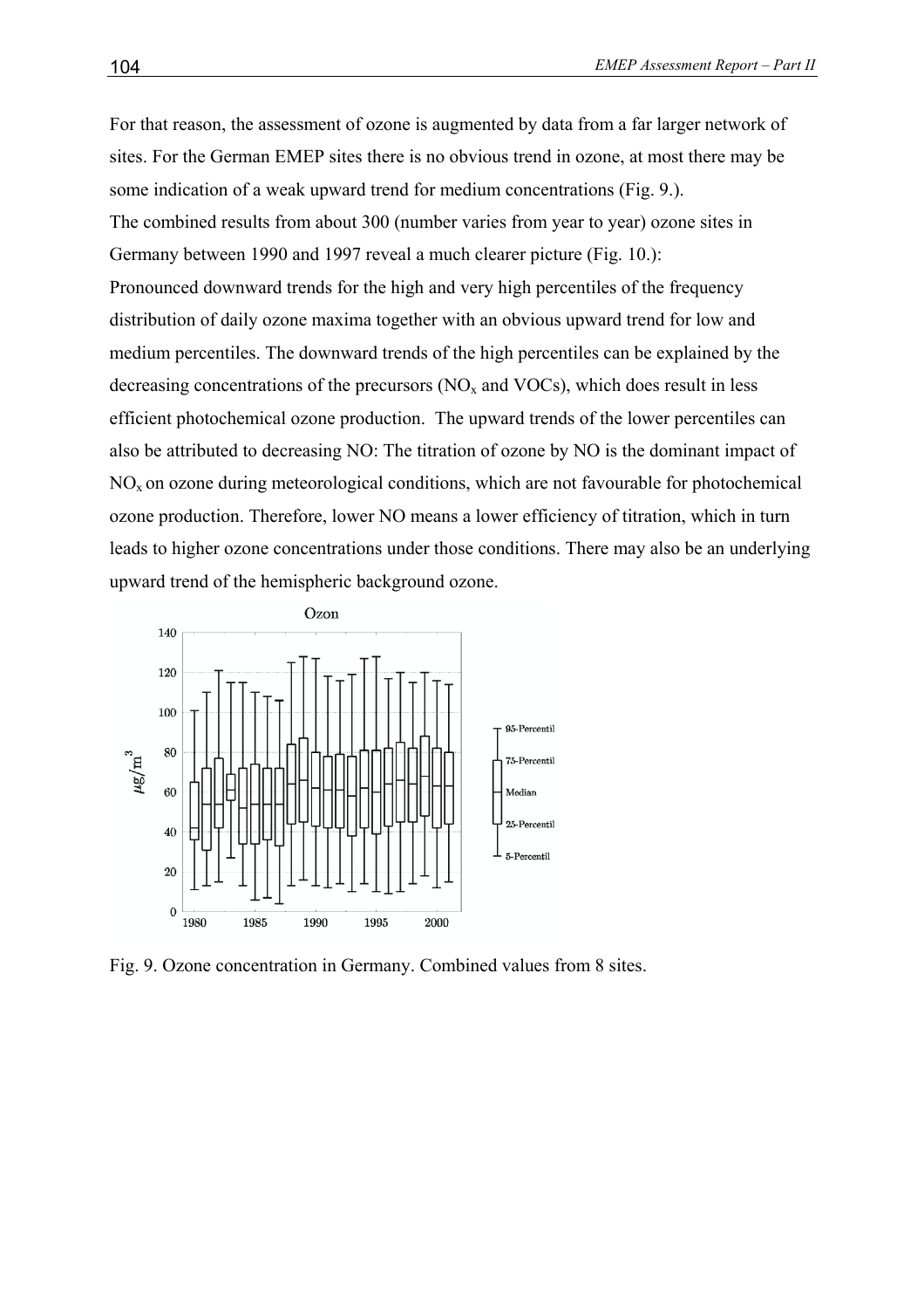For that reason, the assessment of ozone is augmented by data from a far larger network of sites. For the German EMEP sites there is no obvious trend in ozone, at most there may be some indication of a weak upward trend for medium concentrations (Fig. 9.).

The combined results from about 300 (number varies from year to year) ozone sites in Germany between 1990 and 1997 reveal a much clearer picture (Fig. 10.):

Pronounced downward trends for the high and very high percentiles of the frequency distribution of daily ozone maxima together with an obvious upward trend for low and medium percentiles. The downward trends of the high percentiles can be explained by the decreasing concentrations of the precursors ($NO_x$ and VOCs), which does result in less efficient photochemical ozone production. The upward trends of the lower percentiles can also be attributed to decreasing NO: The titration of ozone by NO is the dominant impact of $NO_x$ on ozone during meteorological conditions, which are not favourable for photochemical ozone production. Therefore, lower NO means a lower efficiency of titration, which in turn leads to higher ozone concentrations under those conditions. There may also be an underlying upward trend of the hemispheric background ozone.

Fig. 9. Ozone concentration in Germany. Combined values from 8 sites.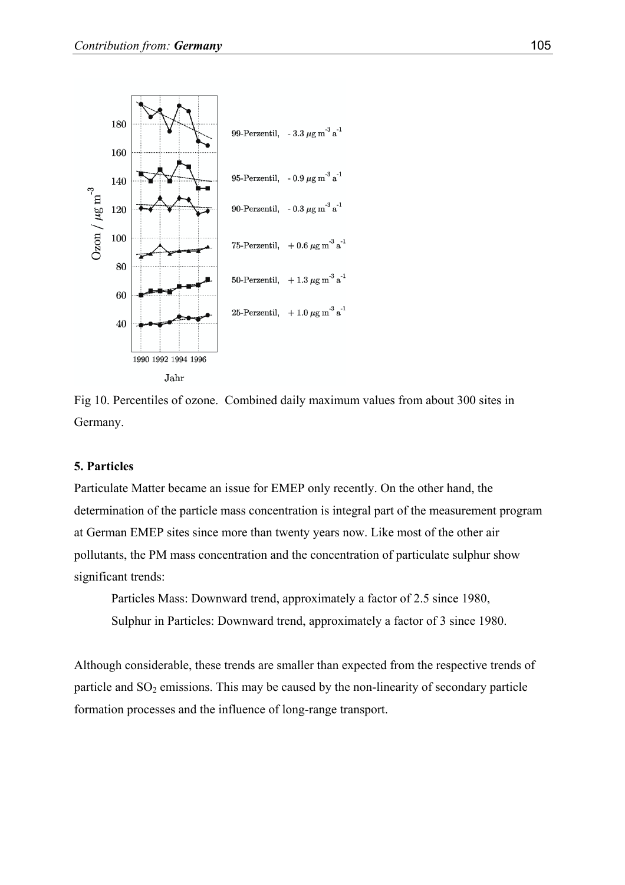Fig 10. Percentiles of ozone. Combined daily maximum values from about 300 sites in Germany.

**5. Particles**

Particulate Matter became an issue for EMEP only recently. On the other hand, the determination of the particle mass concentration is integral part of the measurement program at German EMEP sites since more than twenty years now. Like most of the other air pollutants, the PM mass concentration and the concentration of particulate sulphur show significant trends:

Particles Mass: Downward trend, approximately a factor of 2.5 since 1980,

Sulphur in Particles: Downward trend, approximately a factor of 3 since 1980.

Although considerable, these trends are smaller than expected from the respective trends of particle and $SO_2$ emissions. This may be caused by the non-linearity of secondary particle formation processes and the influence of long-range transport.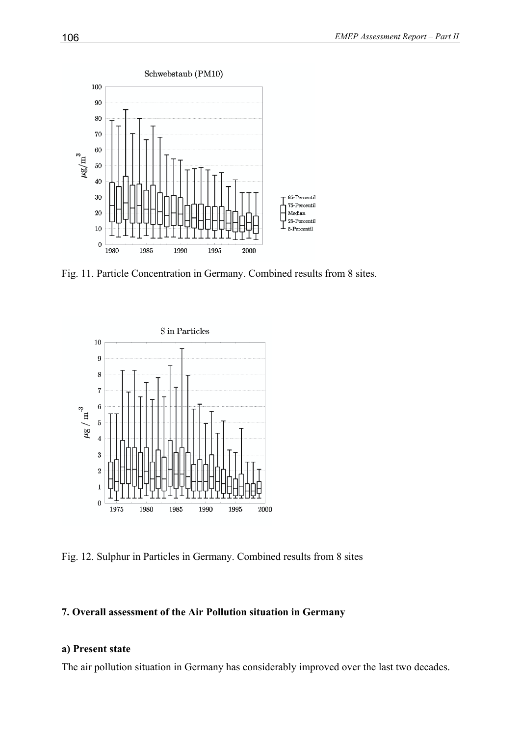Fig. 11. Particle Concentration in Germany. Combined results from 8 sites.

Fig. 12. Sulphur in Particles in Germany. Combined results from 8 sites

## 7. Overall assessment of the Air Pollution situation in Germany

### a) Present state

The air pollution situation in Germany has considerably improved over the last two decades.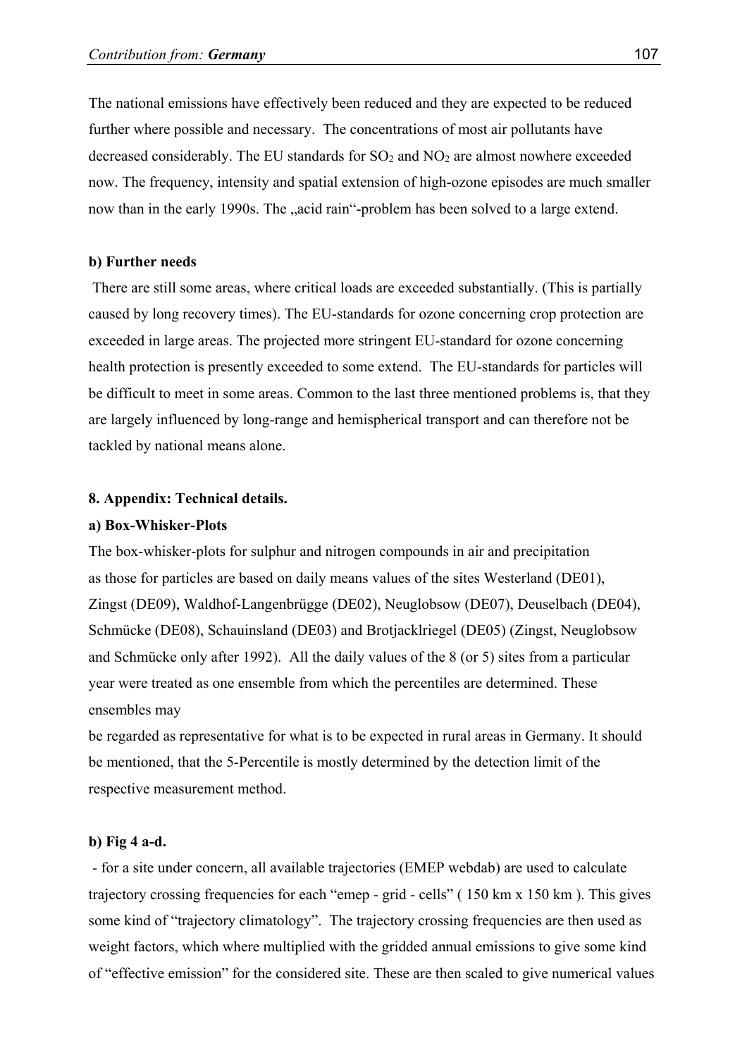The national emissions have effectively been reduced and they are expected to be reduced further where possible and necessary. The concentrations of most air pollutants have decreased considerably. The EU standards for $SO_2$ and $NO_2$ are almost nowhere exceeded now. The frequency, intensity and spatial extension of high-ozone episodes are much smaller now than in the early 1990s. The „acid rain"-problem has been solved to a large extend.

**b) Further needs**

There are still some areas, where critical loads are exceeded substantially. (This is partially caused by long recovery times). The EU-standards for ozone concerning crop protection are exceeded in large areas. The projected more stringent EU-standard for ozone concerning health protection is presently exceeded to some extend. The EU-standards for particles will be difficult to meet in some areas. Common to the last three mentioned problems is, that they are largely influenced by long-range and hemispherical transport and can therefore not be tackled by national means alone.

**8. Appendix: Technical details.**

**a) Box-Whisker-Plots**

The box-whisker-plots for sulphur and nitrogen compounds in air and precipitation as those for particles are based on daily means values of the sites Westerland (DE01), Zingst (DE09), Waldhof-Langenbrügge (DE02), Neuglobsow (DE07), Deuselbach (DE04), Schmücke (DE08), Schauinsland (DE03) and Brotjacklriegel (DE05) (Zingst, Neuglobsow and Schmücke only after 1992). All the daily values of the 8 (or 5) sites from a particular year were treated as one ensemble from which the percentiles are determined. These ensembles may be regarded as representative for what is to be expected in rural areas in Germany. It should be mentioned, that the 5-Percentile is mostly determined by the detection limit of the respective measurement method.

**b) Fig 4 a-d.**

- for a site under concern, all available trajectories (EMEP webdab) are used to calculate trajectory crossing frequencies for each "emep - grid - cells" ( 150 km x 150 km ). This gives some kind of "trajectory climatology". The trajectory crossing frequencies are then used as weight factors, which where multiplied with the gridded annual emissions to give some kind of "effective emission" for the considered site. These are then scaled to give numerical values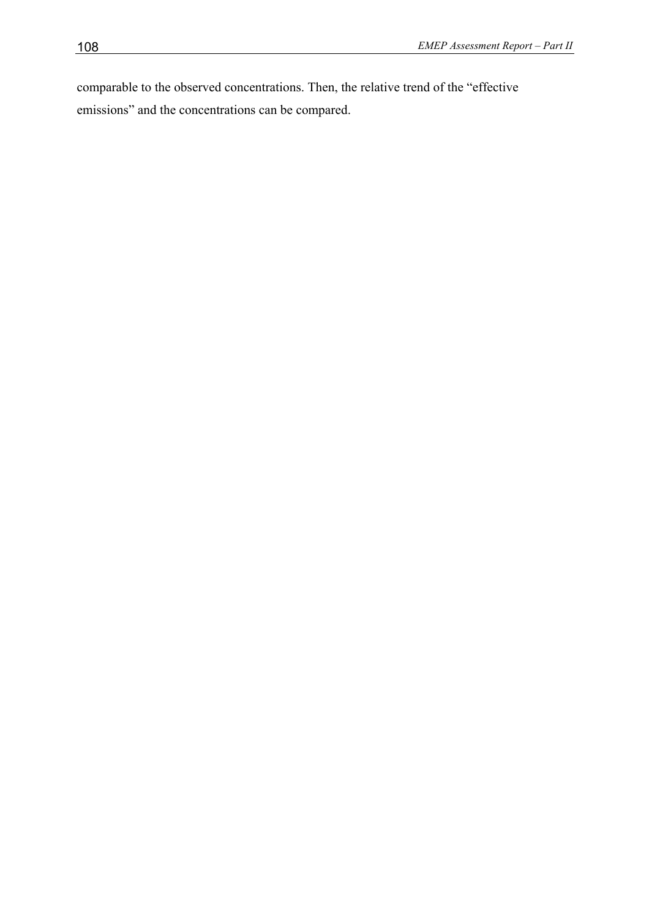comparable to the observed concentrations. Then, the relative trend of the "effective emissions" and the concentrations can be compared.